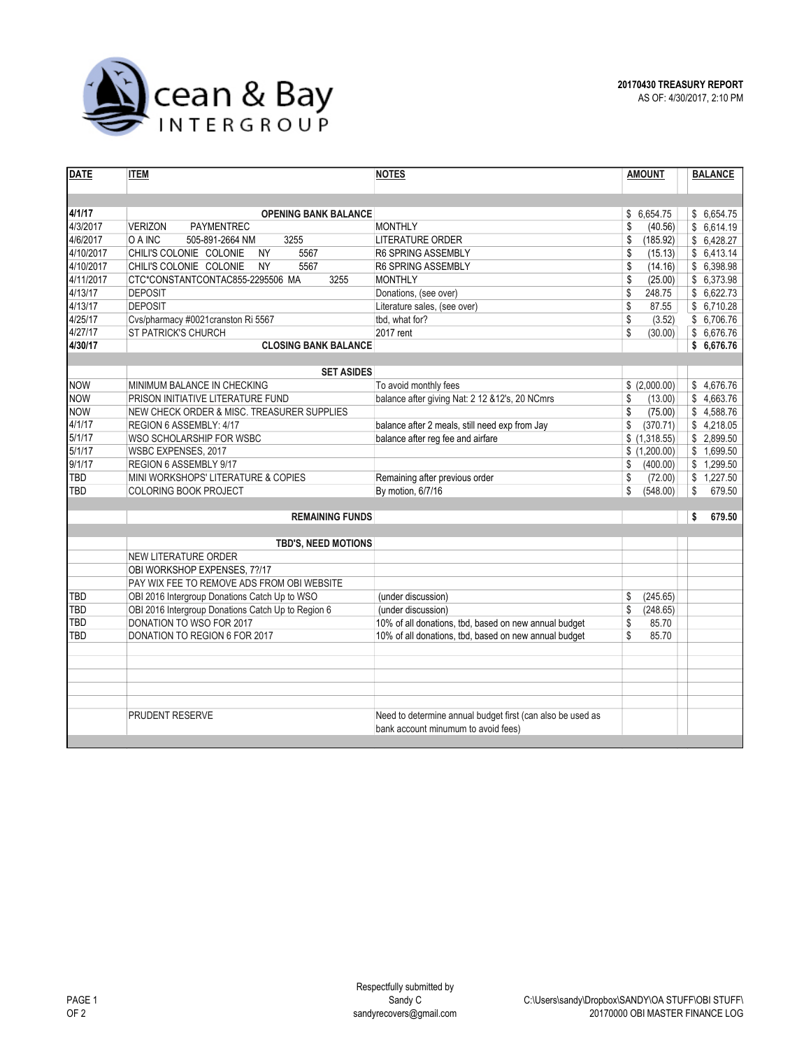**Ocean & Bay INTERGROUP**

**20170430 TREASURY REPORT**
AS OF: 4/30/2017, 2:10 PM

| DATE | ITEM | NOTES | AMOUNT | BALANCE |
|---|---|---|---|---|
| **4/1/17** | **OPENING BANK BALANCE** | | $ 6,654.75 | $ 6,654.75 |
| 4/3/2017 | VERIZON PAYMENTREC | MONTHLY | $ (40.56) | $ 6,614.19 |
| 4/6/2017 | O A INC 505-891-2664 NM 3255 | LITERATURE ORDER | $ (185.92) | $ 6,428.27 |
| 4/10/2017 | CHILI'S COLONIE COLONIE NY 5567 | R6 SPRING ASSEMBLY | $ (15.13) | $ 6,413.14 |
| 4/10/2017 | CHILI'S COLONIE COLONIE NY 5567 | R6 SPRING ASSEMBLY | $ (14.16) | $ 6,398.98 |
| 4/11/2017 | CTC*CONSTANTCONTAC855-2295506 MA 3255 | MONTHLY | $ (25.00) | $ 6,373.98 |
| 4/13/17 | DEPOSIT | Donations, (see over) | $ 248.75 | $ 6,622.73 |
| 4/13/17 | DEPOSIT | Literature sales, (see over) | $ 87.55 | $ 6,710.28 |
| 4/25/17 | Cvs/pharmacy #0021cranston Ri 5567 | tbd, what for? | $ (3.52) | $ 6,706.76 |
| 4/27/17 | ST PATRICK'S CHURCH | 2017 rent | $ (30.00) | $ 6,676.76 |
| **4/30/17** | **CLOSING BANK BALANCE** | | | **$ 6,676.76** |
| | **SET ASIDES** | | | |
| NOW | MINIMUM BALANCE IN CHECKING | To avoid monthly fees | $ (2,000.00) | $ 4,676.76 |
| NOW | PRISON INITIATIVE LITERATURE FUND | balance after giving Nat: 2 12 &12's, 20 NCmrs | $ (13.00) | $ 4,663.76 |
| NOW | NEW CHECK ORDER & MISC. TREASURER SUPPLIES | | $ (75.00) | $ 4,588.76 |
| 4/1/17 | REGION 6 ASSEMBLY: 4/17 | balance after 2 meals, still need exp from Jay | $ (370.71) | $ 4,218.05 |
| 5/1/17 | WSO SCHOLARSHIP FOR WSBC | balance after reg fee and airfare | $ (1,318.55) | $ 2,899.50 |
| 5/1/17 | WSBC EXPENSES, 2017 | | $ (1,200.00) | $ 1,699.50 |
| 9/1/17 | REGION 6 ASSEMBLY 9/17 | | $ (400.00) | $ 1,299.50 |
| TBD | MINI WORKSHOPS' LITERATURE & COPIES | Remaining after previous order | $ (72.00) | $ 1,227.50 |
| TBD | COLORING BOOK PROJECT | By motion, 6/7/16 | $ (548.00) | $ 679.50 |
| | **REMAINING FUNDS** | | | **$ 679.50** |
| | **TBD'S, NEED MOTIONS** | | | |
| | NEW LITERATURE ORDER | | | |
| | OBI WORKSHOP EXPENSES, 7?/17 | | | |
| | PAY WIX FEE TO REMOVE ADS FROM OBI WEBSITE | | | |
| TBD | OBI 2016 Intergroup Donations Catch Up to WSO | (under discussion) | $ (245.65) | |
| TBD | OBI 2016 Intergroup Donations Catch Up to Region 6 | (under discussion) | $ (248.65) | |
| TBD | DONATION TO WSO FOR 2017 | 10% of all donations, tbd, based on new annual budget | $ 85.70 | |
| TBD | DONATION TO REGION 6 FOR 2017 | 10% of all donations, tbd, based on new annual budget | $ 85.70 | |
| | PRUDENT RESERVE | Need to determine annual budget first (can also be used as bank account minumum to avoid fees) | | |

Respectfully submitted by
Sandy C
sandyrecovers@gmail.com

C:\Users\sandy\Dropbox\SANDY\OA STUFF\OBI STUFF\20170000 OBI MASTER FINANCE LOG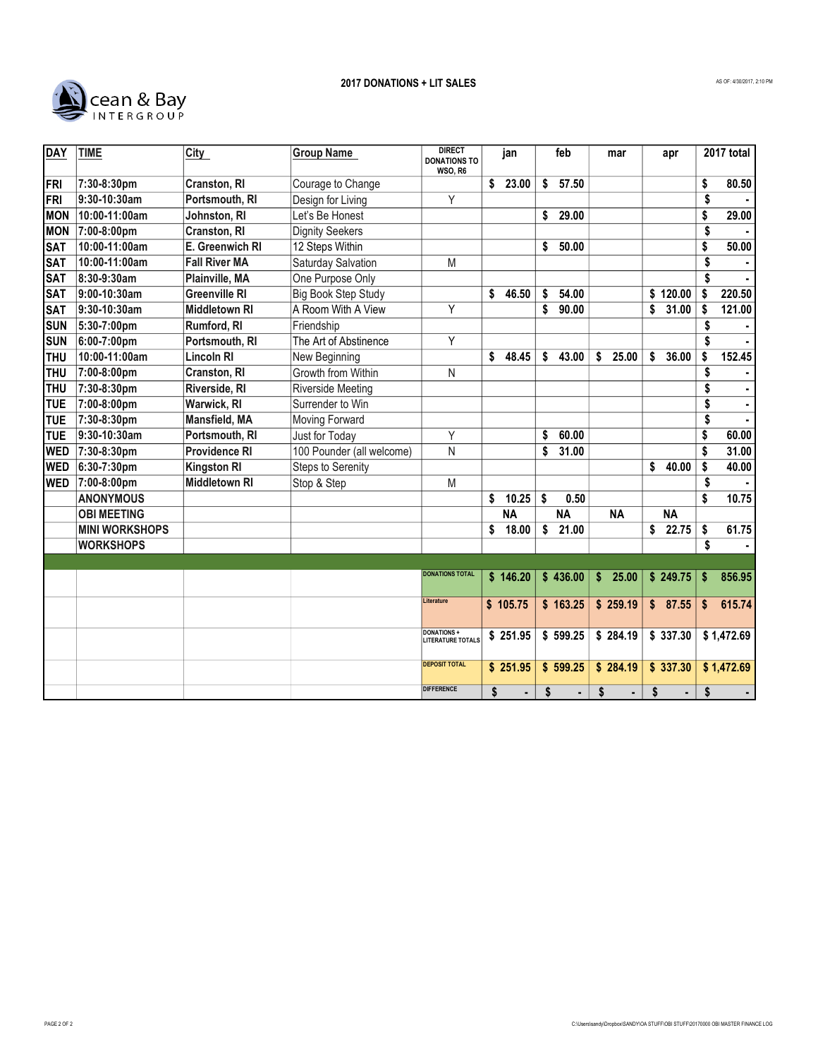## 2017 DONATIONS + LIT SALES

AS OF: 4/30/2017, 2:10 PM

Ocean & Bay INTERGROUP

| DAY | TIME | City | Group Name | DIRECT DONATIONS TO WSO, R6 | jan | feb | mar | apr | 2017 total |
|---|---|---|---|---|---|---|---|---|---|
| FRI | 7:30-8:30pm | Cranston, RI | Courage to Change | | $ 23.00 | $ 57.50 | | | $ 80.50 |
| FRI | 9:30-10:30am | Portsmouth, RI | Design for Living | Y | | | | | $ - |
| MON | 10:00-11:00am | Johnston, RI | Let's Be Honest | | | $ 29.00 | | | $ 29.00 |
| MON | 7:00-8:00pm | Cranston, RI | Dignity Seekers | | | | | | $ - |
| SAT | 10:00-11:00am | E. Greenwich RI | 12 Steps Within | | | $ 50.00 | | | $ 50.00 |
| SAT | 10:00-11:00am | Fall River MA | Saturday Salvation | M | | | | | $ - |
| SAT | 8:30-9:30am | Plainville, MA | One Purpose Only | | | | | | $ - |
| SAT | 9:00-10:30am | Greenville RI | Big Book Step Study | | $ 46.50 | $ 54.00 | | $ 120.00 | $ 220.50 |
| SAT | 9:30-10:30am | Middletown RI | A Room With A View | Y | | $ 90.00 | | $ 31.00 | $ 121.00 |
| SUN | 5:30-7:00pm | Rumford, RI | Friendship | | | | | | $ - |
| SUN | 6:00-7:00pm | Portsmouth, RI | The Art of Abstinence | Y | | | | | $ - |
| THU | 10:00-11:00am | Lincoln RI | New Beginning | | $ 48.45 | $ 43.00 | $ 25.00 | $ 36.00 | $ 152.45 |
| THU | 7:00-8:00pm | Cranston, RI | Growth from Within | N | | | | | $ - |
| THU | 7:30-8:30pm | Riverside, RI | Riverside Meeting | | | | | | $ - |
| TUE | 7:00-8:00pm | Warwick, RI | Surrender to Win | | | | | | $ - |
| TUE | 7:30-8:30pm | Mansfield, MA | Moving Forward | | | | | | $ - |
| TUE | 9:30-10:30am | Portsmouth, RI | Just for Today | Y | | $ 60.00 | | | $ 60.00 |
| WED | 7:30-8:30pm | Providence RI | 100 Pounder (all welcome) | N | | $ 31.00 | | | $ 31.00 |
| WED | 6:30-7:30pm | Kingston RI | Steps to Serenity | | | | | $ 40.00 | $ 40.00 |
| WED | 7:00-8:00pm | Middletown RI | Stop & Step | M | | | | | $ - |
| | ANONYMOUS | | | | $ 10.25 | $ 0.50 | | | $ 10.75 |
| | OBI MEETING | | | | NA | NA | NA | NA | |
| | MINI WORKSHOPS | | | | $ 18.00 | $ 21.00 | | $ 22.75 | $ 61.75 |
| | WORKSHOPS | | | | | | | | $ - |
| | | | | DONATIONS TOTAL | $ 146.20 | $ 436.00 | $ 25.00 | $ 249.75 | $ 856.95 |
| | | | | Literature | $ 105.75 | $ 163.25 | $ 259.19 | $ 87.55 | $ 615.74 |
| | | | | DONATIONS + LITERATURE TOTALS | $ 251.95 | $ 599.25 | $ 284.19 | $ 337.30 | $ 1,472.69 |
| | | | | DEPOSIT TOTAL | $ 251.95 | $ 599.25 | $ 284.19 | $ 337.30 | $ 1,472.69 |
| | | | | DIFFERENCE | $ - | $ - | $ - | $ - | $ - |

C:\Users\sandy\Dropbox\SANDY\OA STUFF\OBI STUFF\20170000 OBI MASTER FINANCE LOG